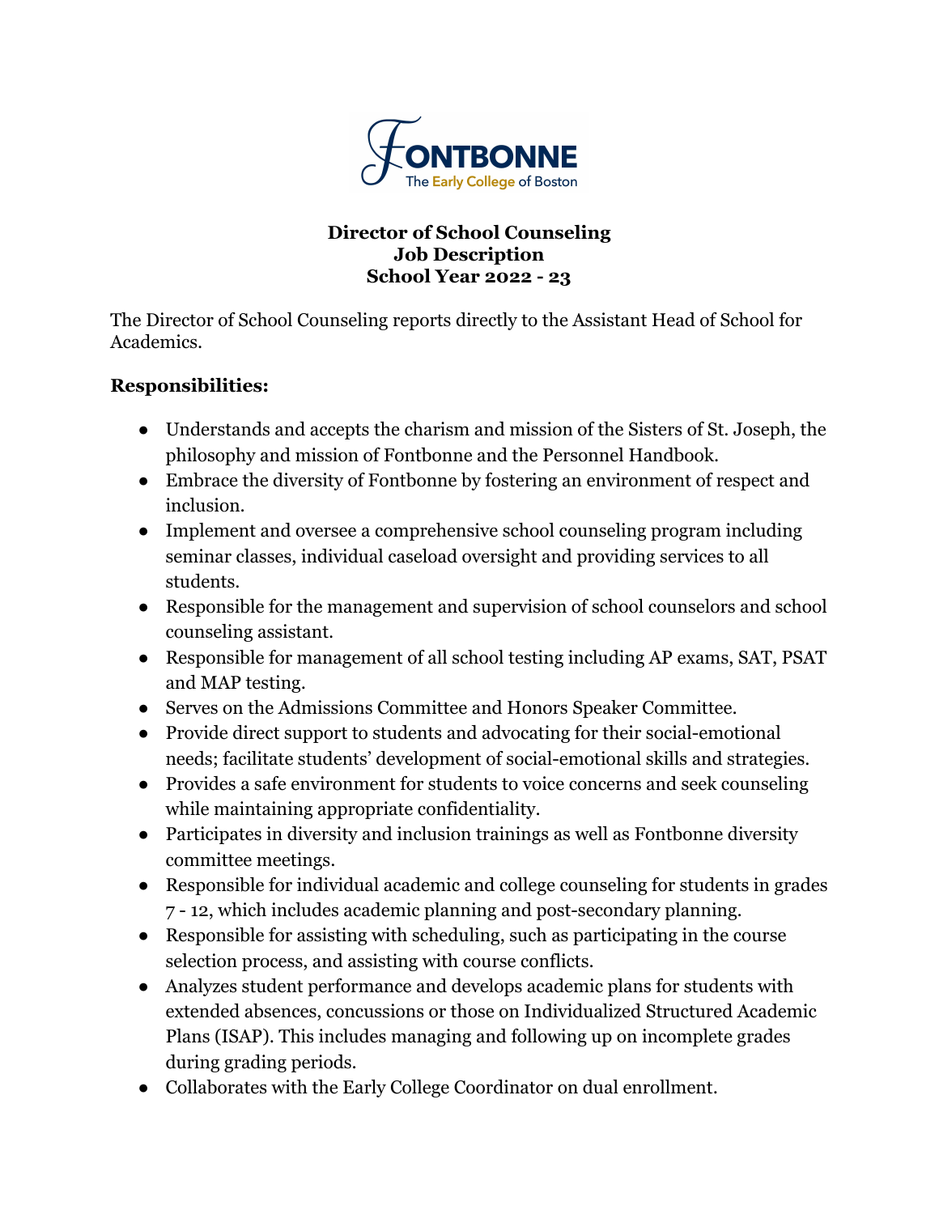FONTBONNE
The Early College of Boston

# Director of School Counseling
# Job Description
# School Year 2022 - 23

The Director of School Counseling reports directly to the Assistant Head of School for Academics.

## Responsibilities:

- Understands and accepts the charism and mission of the Sisters of St. Joseph, the philosophy and mission of Fontbonne and the Personnel Handbook.
- Embrace the diversity of Fontbonne by fostering an environment of respect and inclusion.
- Implement and oversee a comprehensive school counseling program including seminar classes, individual caseload oversight and providing services to all students.
- Responsible for the management and supervision of school counselors and school counseling assistant.
- Responsible for management of all school testing including AP exams, SAT, PSAT and MAP testing.
- Serves on the Admissions Committee and Honors Speaker Committee.
- Provide direct support to students and advocating for their social-emotional needs; facilitate students' development of social-emotional skills and strategies.
- Provides a safe environment for students to voice concerns and seek counseling while maintaining appropriate confidentiality.
- Participates in diversity and inclusion trainings as well as Fontbonne diversity committee meetings.
- Responsible for individual academic and college counseling for students in grades 7 - 12, which includes academic planning and post-secondary planning.
- Responsible for assisting with scheduling, such as participating in the course selection process, and assisting with course conflicts.
- Analyzes student performance and develops academic plans for students with extended absences, concussions or those on Individualized Structured Academic Plans (ISAP). This includes managing and following up on incomplete grades during grading periods.
- Collaborates with the Early College Coordinator on dual enrollment.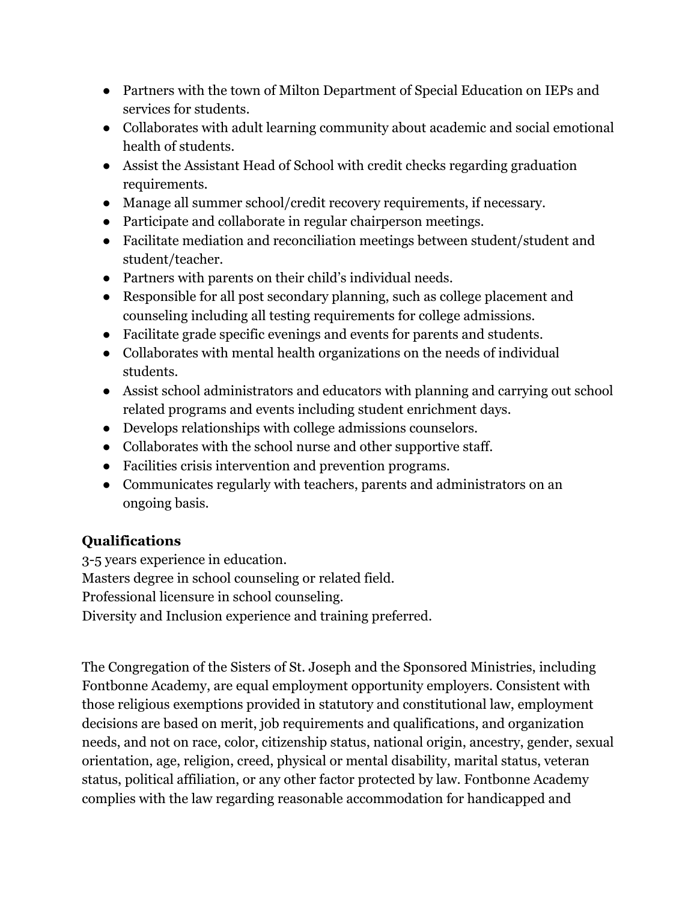- Partners with the town of Milton Department of Special Education on IEPs and services for students.
- Collaborates with adult learning community about academic and social emotional health of students.
- Assist the Assistant Head of School with credit checks regarding graduation requirements.
- Manage all summer school/credit recovery requirements, if necessary.
- Participate and collaborate in regular chairperson meetings.
- Facilitate mediation and reconciliation meetings between student/student and student/teacher.
- Partners with parents on their child's individual needs.
- Responsible for all post secondary planning, such as college placement and counseling including all testing requirements for college admissions.
- Facilitate grade specific evenings and events for parents and students.
- Collaborates with mental health organizations on the needs of individual students.
- Assist school administrators and educators with planning and carrying out school related programs and events including student enrichment days.
- Develops relationships with college admissions counselors.
- Collaborates with the school nurse and other supportive staff.
- Facilities crisis intervention and prevention programs.
- Communicates regularly with teachers, parents and administrators on an ongoing basis.

**Qualifications**

3-5 years experience in education.
Masters degree in school counseling or related field.
Professional licensure in school counseling.
Diversity and Inclusion experience and training preferred.

The Congregation of the Sisters of St. Joseph and the Sponsored Ministries, including Fontbonne Academy, are equal employment opportunity employers. Consistent with those religious exemptions provided in statutory and constitutional law, employment decisions are based on merit, job requirements and qualifications, and organization needs, and not on race, color, citizenship status, national origin, ancestry, gender, sexual orientation, age, religion, creed, physical or mental disability, marital status, veteran status, political affiliation, or any other factor protected by law. Fontbonne Academy complies with the law regarding reasonable accommodation for handicapped and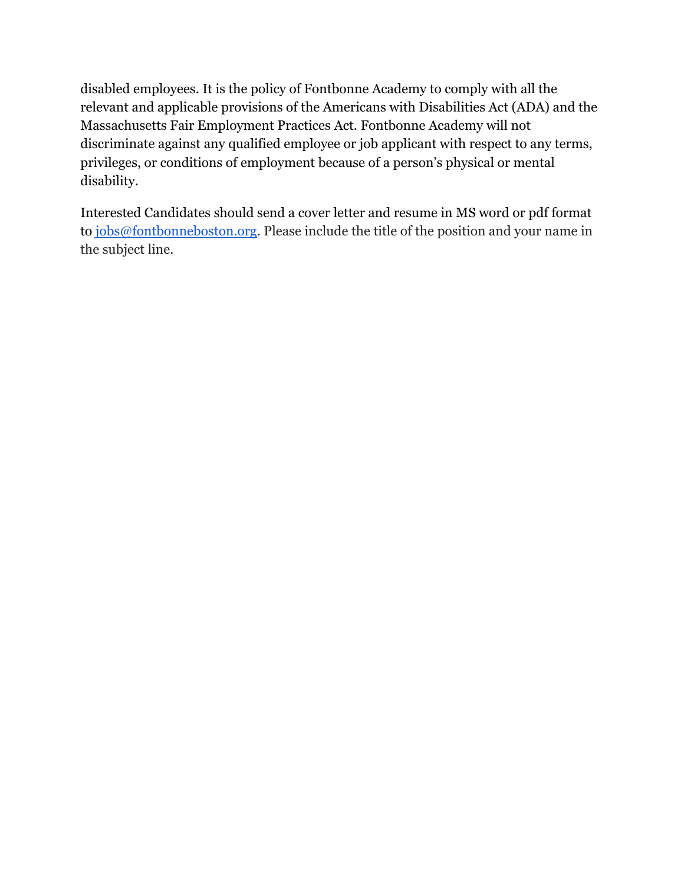disabled employees. It is the policy of Fontbonne Academy to comply with all the relevant and applicable provisions of the Americans with Disabilities Act (ADA) and the Massachusetts Fair Employment Practices Act. Fontbonne Academy will not discriminate against any qualified employee or job applicant with respect to any terms, privileges, or conditions of employment because of a person's physical or mental disability.

Interested Candidates should send a cover letter and resume in MS word or pdf format to [jobs@fontbonneboston.org](mailto:jobs@fontbonneboston.org). Please include the title of the position and your name in the subject line.